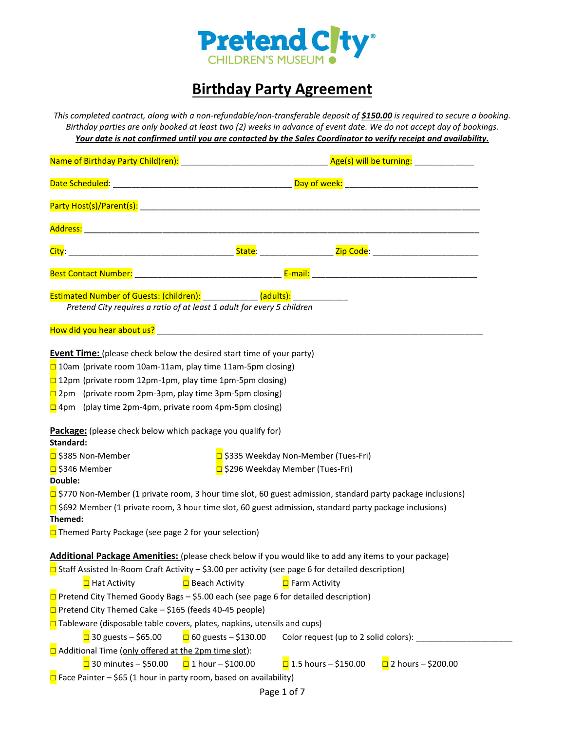Pretend City CHILDREN'S MUSEUM

# Birthday Party Agreement

*This completed contract, along with a non-refundable/non-transferable deposit of **$150.00** is required to secure a booking. Birthday parties are only booked at least two (2) weeks in advance of event date. We do not accept day of bookings.*
***Your date is not confirmed until you are contacted by the Sales Coordinator to verify receipt and availability.***

Name of Birthday Party Child(ren): _______________________________ Age(s) will be turning: _____________

Date Scheduled: ______________________________________ Day of week: ____________________________

Party Host(s)/Parent(s): ________________________________________________________________________

Address: _____________________________________________________________________________________

City: ___________________________________ State: _______________ Zip Code: ______________________

Best Contact Number: _______________________________ E-mail: ___________________________________

Estimated Number of Guests: (children): ___________ (adults): ___________
*Pretend City requires a ratio of at least 1 adult for every 5 children*

How did you hear about us? _____________________________________________________________________

**Event Time:** (please check below the desired start time of your party)

- ☐ 10am (private room 10am-11am, play time 11am-5pm closing)
- ☐ 12pm (private room 12pm-1pm, play time 1pm-5pm closing)
- ☐ 2pm (private room 2pm-3pm, play time 3pm-5pm closing)
- ☐ 4pm (play time 2pm-4pm, private room 4pm-5pm closing)

**Package:** (please check below which package you qualify for)

**Standard:**

- ☐ $385 Non-Member
- ☐ $346 Member
- ☐ $335 Weekday Non-Member (Tues-Fri)
- ☐ $296 Weekday Member (Tues-Fri)

**Double:**

- ☐ $770 Non-Member (1 private room, 3 hour time slot, 60 guest admission, standard party package inclusions)
- ☐ $692 Member (1 private room, 3 hour time slot, 60 guest admission, standard party package inclusions)

**Themed:**

- ☐ Themed Party Package (see page 2 for your selection)

**Additional Package Amenities:** (please check below if you would like to add any items to your package)

- ☐ Staff Assisted In-Room Craft Activity – $3.00 per activity (see page 6 for detailed description)
  - ☐ Hat Activity ☐ Beach Activity ☐ Farm Activity
- ☐ Pretend City Themed Goody Bags – $5.00 each (see page 6 for detailed description)
- ☐ Pretend City Themed Cake – $165 (feeds 40-45 people)
- ☐ Tableware (disposable table covers, plates, napkins, utensils and cups)
  - ☐ 30 guests – $65.00 ☐ 60 guests – $130.00 Color request (up to 2 solid colors): ____________________
- ☐ Additional Time (only offered at the 2pm time slot):
  - ☐ 30 minutes – $50.00 ☐ 1 hour – $100.00 ☐ 1.5 hours – $150.00 ☐ 2 hours – $200.00
- ☐ Face Painter – $65 (1 hour in party room, based on availability)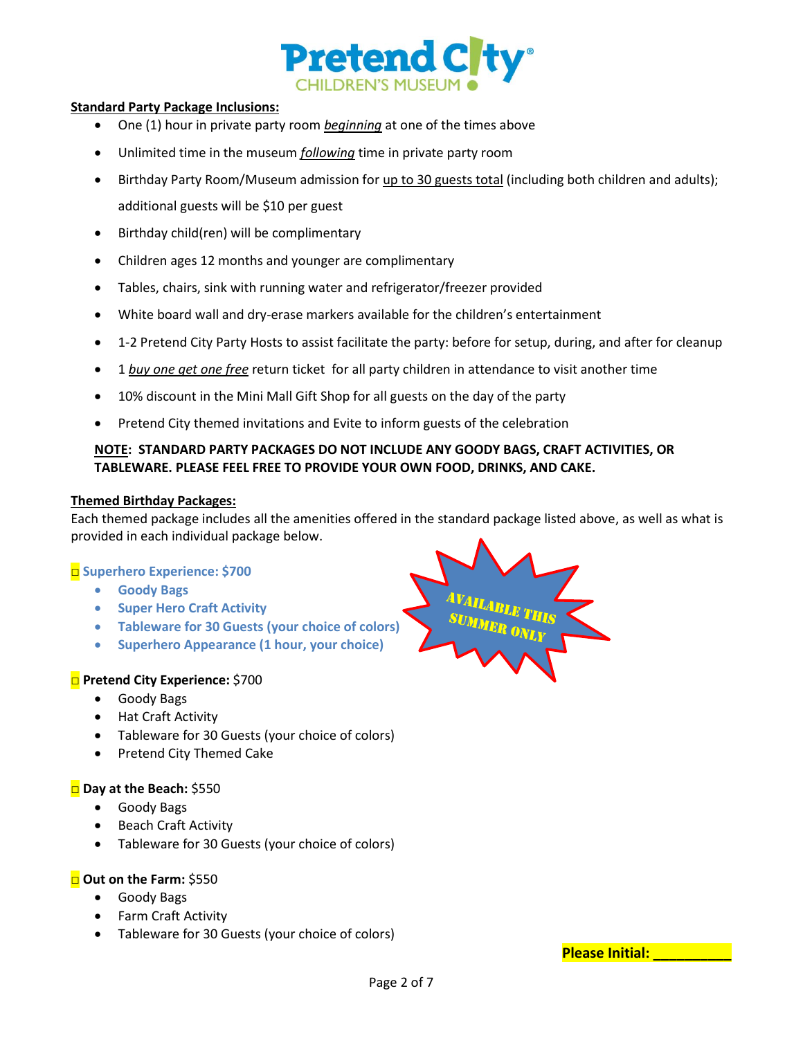**Standard Party Package Inclusions:**

- One (1) hour in private party room *beginning* at one of the times above
- Unlimited time in the museum *following* time in private party room
- Birthday Party Room/Museum admission for up to 30 guests total (including both children and adults); additional guests will be $10 per guest
- Birthday child(ren) will be complimentary
- Children ages 12 months and younger are complimentary
- Tables, chairs, sink with running water and refrigerator/freezer provided
- White board wall and dry-erase markers available for the children's entertainment
- 1-2 Pretend City Party Hosts to assist facilitate the party: before for setup, during, and after for cleanup
- 1 *buy one get one free* return ticket for all party children in attendance to visit another time
- 10% discount in the Mini Mall Gift Shop for all guests on the day of the party
- Pretend City themed invitations and Evite to inform guests of the celebration

**NOTE: STANDARD PARTY PACKAGES DO NOT INCLUDE ANY GOODY BAGS, CRAFT ACTIVITIES, OR TABLEWARE. PLEASE FEEL FREE TO PROVIDE YOUR OWN FOOD, DRINKS, AND CAKE.**

**Themed Birthday Packages:**

Each themed package includes all the amenities offered in the standard package listed above, as well as what is provided in each individual package below.

□ **Superhero Experience: $700**

- **Goody Bags**
- **Super Hero Craft Activity**
- **Tableware for 30 Guests (your choice of colors)**
- **Superhero Appearance (1 hour, your choice)**

AVAILABLE THIS SUMMER ONLY

□ **Pretend City Experience:** $700

- Goody Bags
- Hat Craft Activity
- Tableware for 30 Guests (your choice of colors)
- Pretend City Themed Cake

□ **Day at the Beach:** $550

- Goody Bags
- Beach Craft Activity
- Tableware for 30 Guests (your choice of colors)

□ **Out on the Farm:** $550

- Goody Bags
- Farm Craft Activity
- Tableware for 30 Guests (your choice of colors)

**Please Initial: __________**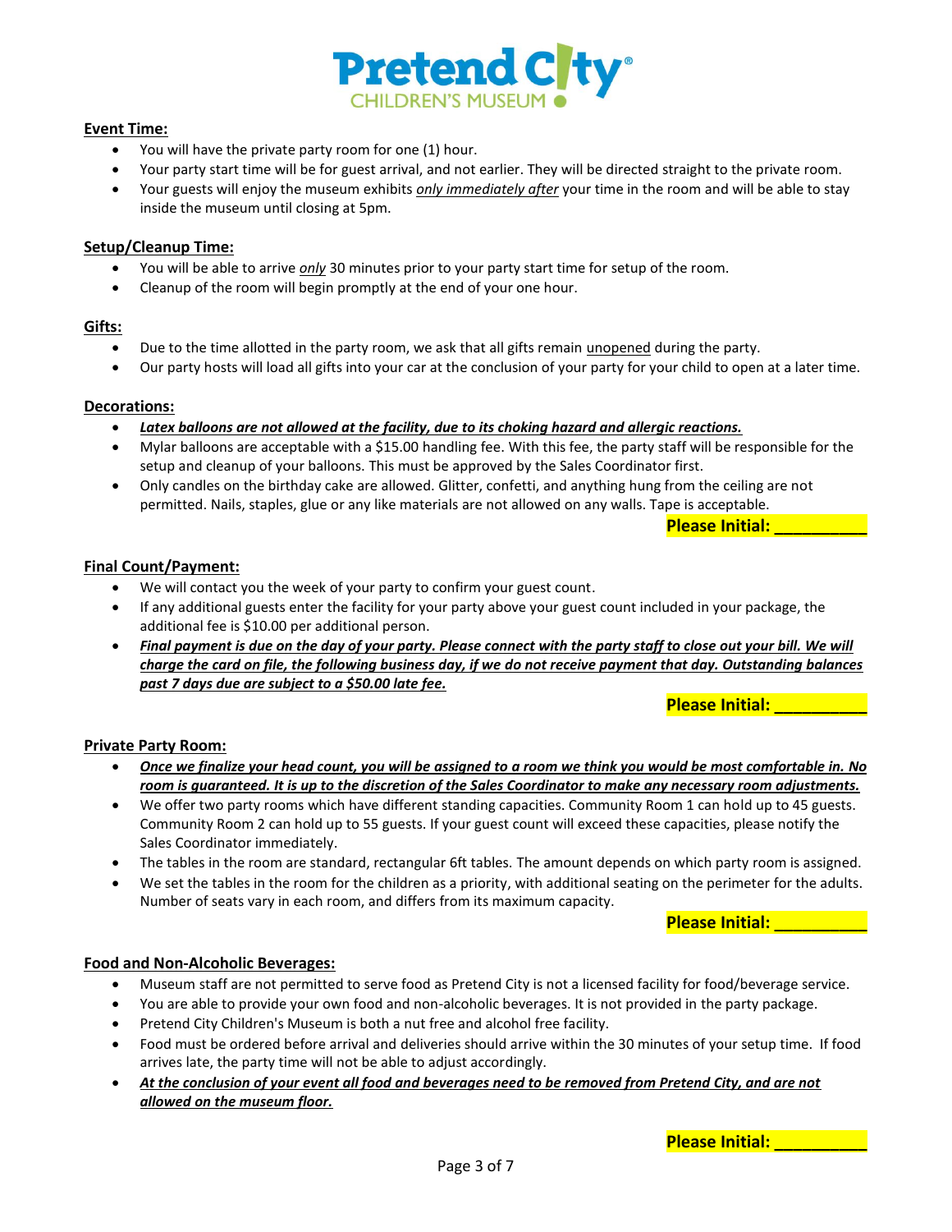**Pretend City®**
CHILDREN'S MUSEUM

**Event Time:**

- You will have the private party room for one (1) hour.
- Your party start time will be for guest arrival, and not earlier. They will be directed straight to the private room.
- Your guests will enjoy the museum exhibits *only immediately after* your time in the room and will be able to stay inside the museum until closing at 5pm.

**Setup/Cleanup Time:**

- You will be able to arrive *only* 30 minutes prior to your party start time for setup of the room.
- Cleanup of the room will begin promptly at the end of your one hour.

**Gifts:**

- Due to the time allotted in the party room, we ask that all gifts remain unopened during the party.
- Our party hosts will load all gifts into your car at the conclusion of your party for your child to open at a later time.

**Decorations:**

- ***Latex balloons are not allowed at the facility, due to its choking hazard and allergic reactions.***
- Mylar balloons are acceptable with a $15.00 handling fee. With this fee, the party staff will be responsible for the setup and cleanup of your balloons. This must be approved by the Sales Coordinator first.
- Only candles on the birthday cake are allowed. Glitter, confetti, and anything hung from the ceiling are not permitted. Nails, staples, glue or any like materials are not allowed on any walls. Tape is acceptable.

**Please Initial: __________**

**Final Count/Payment:**

- We will contact you the week of your party to confirm your guest count.
- If any additional guests enter the facility for your party above your guest count included in your package, the additional fee is $10.00 per additional person.
- ***Final payment is due on the day of your party. Please connect with the party staff to close out your bill. We will charge the card on file, the following business day, if we do not receive payment that day. Outstanding balances past 7 days due are subject to a $50.00 late fee.***

**Please Initial: __________**

**Private Party Room:**

- ***Once we finalize your head count, you will be assigned to a room we think you would be most comfortable in. No room is guaranteed. It is up to the discretion of the Sales Coordinator to make any necessary room adjustments.***
- We offer two party rooms which have different standing capacities. Community Room 1 can hold up to 45 guests. Community Room 2 can hold up to 55 guests. If your guest count will exceed these capacities, please notify the Sales Coordinator immediately.
- The tables in the room are standard, rectangular 6ft tables. The amount depends on which party room is assigned.
- We set the tables in the room for the children as a priority, with additional seating on the perimeter for the adults. Number of seats vary in each room, and differs from its maximum capacity.

**Please Initial: __________**

**Food and Non-Alcoholic Beverages:**

- Museum staff are not permitted to serve food as Pretend City is not a licensed facility for food/beverage service.
- You are able to provide your own food and non-alcoholic beverages. It is not provided in the party package.
- Pretend City Children's Museum is both a nut free and alcohol free facility.
- Food must be ordered before arrival and deliveries should arrive within the 30 minutes of your setup time. If food arrives late, the party time will not be able to adjust accordingly.
- ***At the conclusion of your event all food and beverages need to be removed from Pretend City, and are not allowed on the museum floor.***

**Please Initial: __________**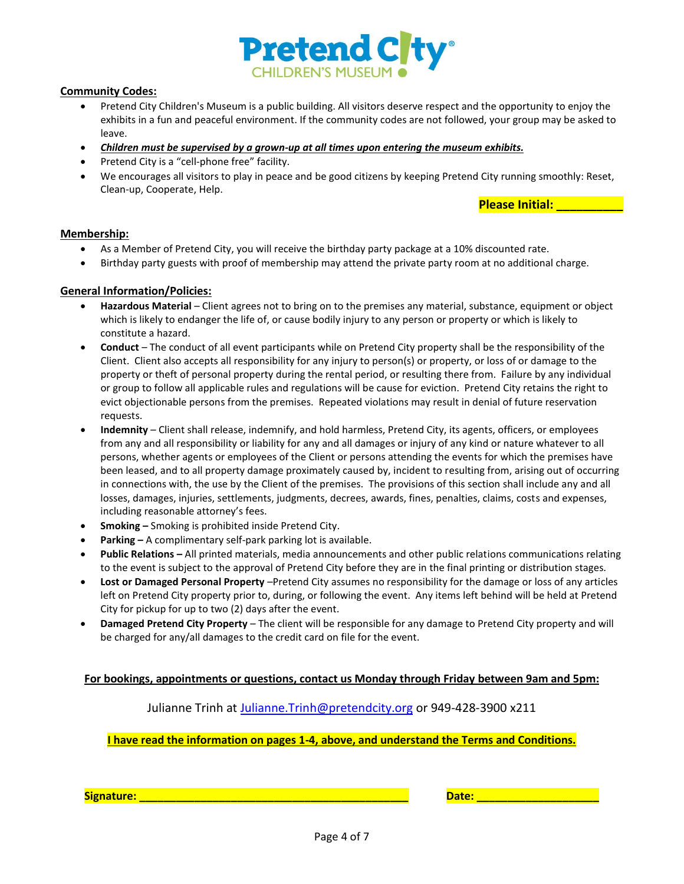Pretend City Children's Museum

## Community Codes:

- Pretend City Children's Museum is a public building. All visitors deserve respect and the opportunity to enjoy the exhibits in a fun and peaceful environment. If the community codes are not followed, your group may be asked to leave.
- ***Children must be supervised by a grown-up at all times upon entering the museum exhibits.***
- Pretend City is a "cell-phone free" facility.
- We encourages all visitors to play in peace and be good citizens by keeping Pretend City running smoothly: Reset, Clean-up, Cooperate, Help.

**Please Initial: __________**

## Membership:

- As a Member of Pretend City, you will receive the birthday party package at a 10% discounted rate.
- Birthday party guests with proof of membership may attend the private party room at no additional charge.

## General Information/Policies:

- **Hazardous Material** – Client agrees not to bring on to the premises any material, substance, equipment or object which is likely to endanger the life of, or cause bodily injury to any person or property or which is likely to constitute a hazard.
- **Conduct** – The conduct of all event participants while on Pretend City property shall be the responsibility of the Client. Client also accepts all responsibility for any injury to person(s) or property, or loss of or damage to the property or theft of personal property during the rental period, or resulting there from. Failure by any individual or group to follow all applicable rules and regulations will be cause for eviction. Pretend City retains the right to evict objectionable persons from the premises. Repeated violations may result in denial of future reservation requests.
- **Indemnity** – Client shall release, indemnify, and hold harmless, Pretend City, its agents, officers, or employees from any and all responsibility or liability for any and all damages or injury of any kind or nature whatever to all persons, whether agents or employees of the Client or persons attending the events for which the premises have been leased, and to all property damage proximately caused by, incident to resulting from, arising out of occurring in connections with, the use by the Client of the premises. The provisions of this section shall include any and all losses, damages, injuries, settlements, judgments, decrees, awards, fines, penalties, claims, costs and expenses, including reasonable attorney's fees.
- **Smoking –** Smoking is prohibited inside Pretend City.
- **Parking –** A complimentary self-park parking lot is available.
- **Public Relations –** All printed materials, media announcements and other public relations communications relating to the event is subject to the approval of Pretend City before they are in the final printing or distribution stages.
- **Lost or Damaged Personal Property** –Pretend City assumes no responsibility for the damage or loss of any articles left on Pretend City property prior to, during, or following the event. Any items left behind will be held at Pretend City for pickup for up to two (2) days after the event.
- **Damaged Pretend City Property** – The client will be responsible for any damage to Pretend City property and will be charged for any/all damages to the credit card on file for the event.

**For bookings, appointments or questions, contact us Monday through Friday between 9am and 5pm:**

Julianne Trinh at Julianne.Trinh@pretendcity.org or 949-428-3900 x211

**I have read the information on pages 1-4, above, and understand the Terms and Conditions.**

**Signature: ____________________________________________** **Date: ___________________**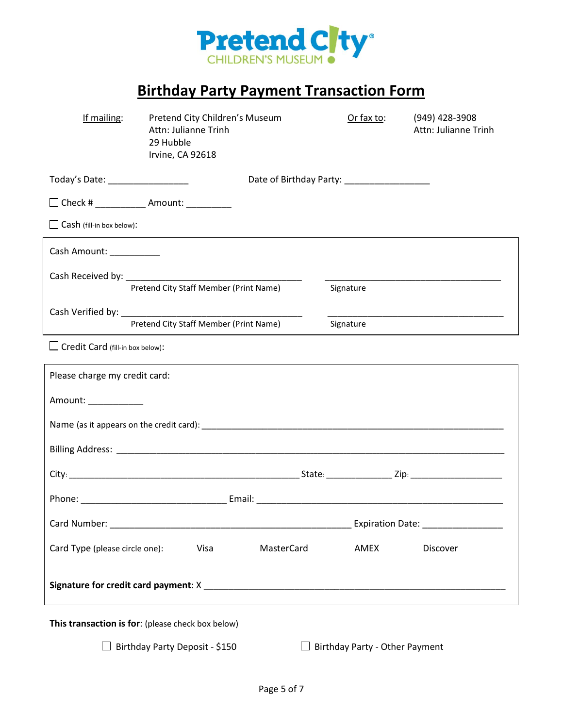**Pretend City**
CHILDREN'S MUSEUM

# Birthday Party Payment Transaction Form

| If mailing: | Pretend City Children's Museum<br>Attn: Julianne Trinh<br>29 Hubble<br>Irvine, CA 92618 | Or fax to: | (949) 428-3908<br>Attn: Julianne Trinh |
|---|---|---|---|

Today's Date: ________________ Date of Birthday Party: ________________

☐ Check # __________ Amount: _________

☐ Cash (fill-in box below):

Cash Amount: __________

Cash Received by: ____________________________________ ____________________________________
Pretend City Staff Member (Print Name) Signature

Cash Verified by: ____________________________________ ____________________________________
Pretend City Staff Member (Print Name) Signature

☐ Credit Card (fill-in box below):

Please charge my credit card:

Amount: ___________

Name (as it appears on the credit card): ______________________________________________________________

Billing Address: _______________________________________________________________________________

City: _______________________________________________ State: _____________ Zip: ___________________

Phone: _____________________________ Email: ___________________________________________________

Card Number: ________________________________________________ Expiration Date: ________________

Card Type (please circle one): Visa MasterCard AMEX Discover

**Signature for credit card payment**: X ______________________________________________________________

**This transaction is for**: (please check box below)

☐ Birthday Party Deposit - $150 ☐ Birthday Party - Other Payment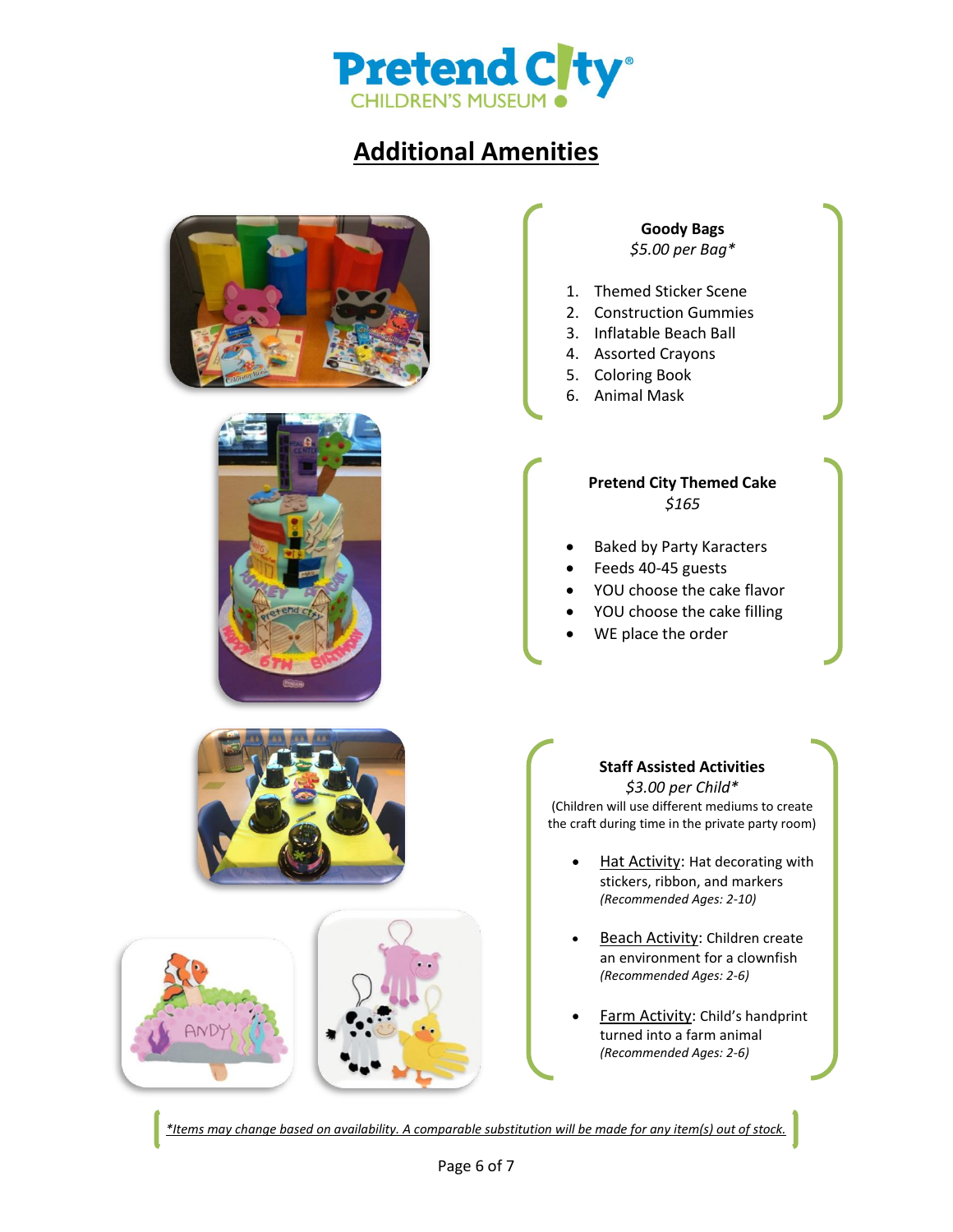# Additional Amenities

**Goody Bags**
*$5.00 per Bag**

1. Themed Sticker Scene
2. Construction Gummies
3. Inflatable Beach Ball
4. Assorted Crayons
5. Coloring Book
6. Animal Mask

**Pretend City Themed Cake**
*$165*

- Baked by Party Karacters
- Feeds 40-45 guests
- YOU choose the cake flavor
- YOU choose the cake filling
- WE place the order

**Staff Assisted Activities**
*$3.00 per Child**
(Children will use different mediums to create the craft during time in the private party room)

- Hat Activity: Hat decorating with stickers, ribbon, and markers
  *(Recommended Ages: 2-10)*
- Beach Activity: Children create an environment for a clownfish
  *(Recommended Ages: 2-6)*
- Farm Activity: Child's handprint turned into a farm animal
  *(Recommended Ages: 2-6)*

*\*Items may change based on availability. A comparable substitution will be made for any item(s) out of stock.*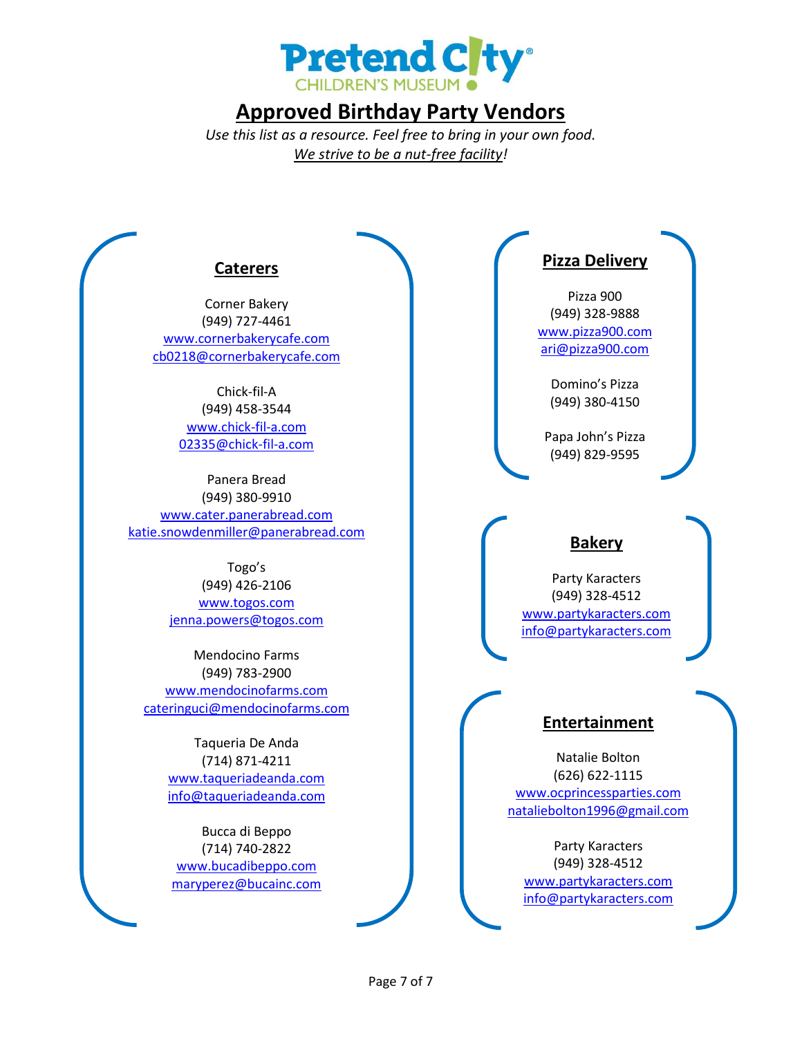# Pretend City Children's Museum

## Approved Birthday Party Vendors

*Use this list as a resource. Feel free to bring in your own food.*
*We strive to be a nut-free facility!*

### Caterers

Corner Bakery
(949) 727-4461
www.cornerbakerycafe.com
cb0218@cornerbakerycafe.com

Chick-fil-A
(949) 458-3544
www.chick-fil-a.com
02335@chick-fil-a.com

Panera Bread
(949) 380-9910
www.cater.panerabread.com
katie.snowdenmiller@panerabread.com

Togo's
(949) 426-2106
www.togos.com
jenna.powers@togos.com

Mendocino Farms
(949) 783-2900
www.mendocinofarms.com
cateringuci@mendocinofarms.com

Taqueria De Anda
(714) 871-4211
www.taqueriadeanda.com
info@taqueriadeanda.com

Bucca di Beppo
(714) 740-2822
www.bucadibeppo.com
maryperez@bucainc.com

### Pizza Delivery

Pizza 900
(949) 328-9888
www.pizza900.com
ari@pizza900.com

Domino's Pizza
(949) 380-4150

Papa John's Pizza
(949) 829-9595

### Bakery

Party Karacters
(949) 328-4512
www.partykaracters.com
info@partykaracters.com

### Entertainment

Natalie Bolton
(626) 622-1115
www.ocprincessparties.com
nataliebolton1996@gmail.com

Party Karacters
(949) 328-4512
www.partykaracters.com
info@partykaracters.com